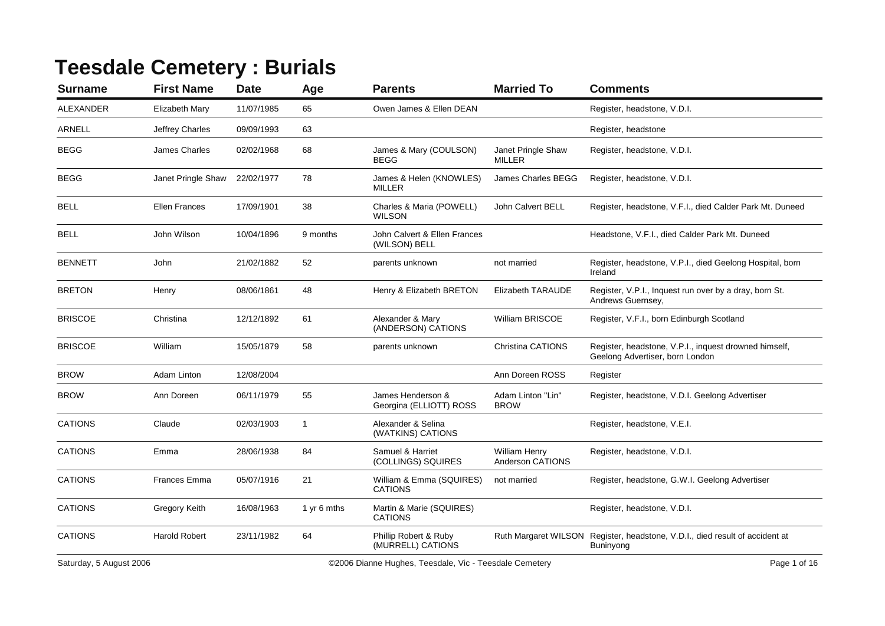# Teesdale Cemetery : Burials

| Surname | First Name | Date | Age | Parents | Married To | Comments |
|---|---|---|---|---|---|---|
| ALEXANDER | Elizabeth Mary | 11/07/1985 | 65 | Owen James & Ellen DEAN | | Register, headstone, V.D.I. |
| ARNELL | Jeffrey Charles | 09/09/1993 | 63 | | | Register, headstone |
| BEGG | James Charles | 02/02/1968 | 68 | James & Mary (COULSON) BEGG | Janet Pringle Shaw MILLER | Register, headstone, V.D.I. |
| BEGG | Janet Pringle Shaw | 22/02/1977 | 78 | James & Helen (KNOWLES) MILLER | James Charles BEGG | Register, headstone, V.D.I. |
| BELL | Ellen Frances | 17/09/1901 | 38 | Charles & Maria (POWELL) WILSON | John Calvert BELL | Register, headstone, V.F.I., died Calder Park Mt. Duneed |
| BELL | John Wilson | 10/04/1896 | 9 months | John Calvert & Ellen Frances (WILSON) BELL | | Headstone, V.F.I., died Calder Park Mt. Duneed |
| BENNETT | John | 21/02/1882 | 52 | parents unknown | not married | Register, headstone, V.P.I., died Geelong Hospital, born Ireland |
| BRETON | Henry | 08/06/1861 | 48 | Henry & Elizabeth BRETON | Elizabeth TARAUDE | Register, V.P.I., Inquest run over by a dray, born St. Andrews Guernsey, |
| BRISCOE | Christina | 12/12/1892 | 61 | Alexander & Mary (ANDERSON) CATIONS | William BRISCOE | Register, V.F.I., born Edinburgh Scotland |
| BRISCOE | William | 15/05/1879 | 58 | parents unknown | Christina CATIONS | Register, headstone, V.P.I., inquest drowned himself, Geelong Advertiser, born London |
| BROW | Adam Linton | 12/08/2004 | | | Ann Doreen ROSS | Register |
| BROW | Ann Doreen | 06/11/1979 | 55 | James Henderson & Georgina (ELLIOTT) ROSS | Adam Linton "Lin" BROW | Register, headstone, V.D.I. Geelong Advertiser |
| CATIONS | Claude | 02/03/1903 | 1 | Alexander & Selina (WATKINS) CATIONS | | Register, headstone, V.E.I. |
| CATIONS | Emma | 28/06/1938 | 84 | Samuel & Harriet (COLLINGS) SQUIRES | William Henry Anderson CATIONS | Register, headstone, V.D.I. |
| CATIONS | Frances Emma | 05/07/1916 | 21 | William & Emma (SQUIRES) CATIONS | not married | Register, headstone, G.W.I. Geelong Advertiser |
| CATIONS | Gregory Keith | 16/08/1963 | 1 yr 6 mths | Martin & Marie (SQUIRES) CATIONS | | Register, headstone, V.D.I. |
| CATIONS | Harold Robert | 23/11/1982 | 64 | Phillip Robert & Ruby (MURRELL) CATIONS | Ruth Margaret WILSON | Register, headstone, V.D.I., died result of accident at Buninyong |

Saturday, 5 August 2006 ©2006 Dianne Hughes, Teesdale, Vic - Teesdale Cemetery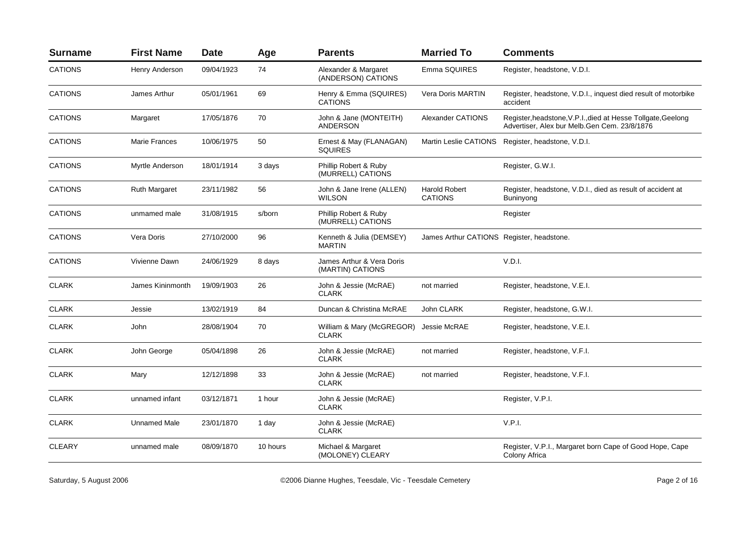| Surname | First Name | Date | Age | Parents | Married To | Comments |
|---|---|---|---|---|---|---|
| CATIONS | Henry Anderson | 09/04/1923 | 74 | Alexander & Margaret (ANDERSON) CATIONS | Emma SQUIRES | Register, headstone, V.D.I. |
| CATIONS | James Arthur | 05/01/1961 | 69 | Henry & Emma (SQUIRES) CATIONS | Vera Doris MARTIN | Register, headstone, V.D.I., inquest died result of motorbike accident |
| CATIONS | Margaret | 17/05/1876 | 70 | John & Jane (MONTEITH) ANDERSON | Alexander CATIONS | Register,headstone,V.P.I.,died at Hesse Tollgate,Geelong Advertiser, Alex bur Melb.Gen Cem. 23/8/1876 |
| CATIONS | Marie Frances | 10/06/1975 | 50 | Ernest & May (FLANAGAN) SQUIRES | Martin Leslie CATIONS | Register, headstone, V.D.I. |
| CATIONS | Myrtle Anderson | 18/01/1914 | 3 days | Phillip Robert & Ruby (MURRELL) CATIONS | | Register, G.W.I. |
| CATIONS | Ruth Margaret | 23/11/1982 | 56 | John & Jane Irene (ALLEN) WILSON | Harold Robert CATIONS | Register, headstone, V.D.I., died as result of accident at Buninyong |
| CATIONS | unmamed male | 31/08/1915 | s/born | Phillip Robert & Ruby (MURRELL) CATIONS | | Register |
| CATIONS | Vera Doris | 27/10/2000 | 96 | Kenneth & Julia (DEMSEY) MARTIN | James Arthur CATIONS | Register, headstone. |
| CATIONS | Vivienne Dawn | 24/06/1929 | 8 days | James Arthur & Vera Doris (MARTIN) CATIONS | | V.D.I. |
| CLARK | James Kininmonth | 19/09/1903 | 26 | John & Jessie (McRAE) CLARK | not married | Register, headstone, V.E.I. |
| CLARK | Jessie | 13/02/1919 | 84 | Duncan & Christina McRAE | John CLARK | Register, headstone, G.W.I. |
| CLARK | John | 28/08/1904 | 70 | William & Mary (McGREGOR) CLARK | Jessie McRAE | Register, headstone, V.E.I. |
| CLARK | John George | 05/04/1898 | 26 | John & Jessie (McRAE) CLARK | not married | Register, headstone, V.F.I. |
| CLARK | Mary | 12/12/1898 | 33 | John & Jessie (McRAE) CLARK | not married | Register, headstone, V.F.I. |
| CLARK | unnamed infant | 03/12/1871 | 1 hour | John & Jessie (McRAE) CLARK | | Register, V.P.I. |
| CLARK | Unnamed Male | 23/01/1870 | 1 day | John & Jessie (McRAE) CLARK | | V.P.I. |
| CLEARY | unnamed male | 08/09/1870 | 10 hours | Michael & Margaret (MOLONEY) CLEARY | | Register, V.P.I., Margaret born Cape of Good Hope, Cape Colony Africa |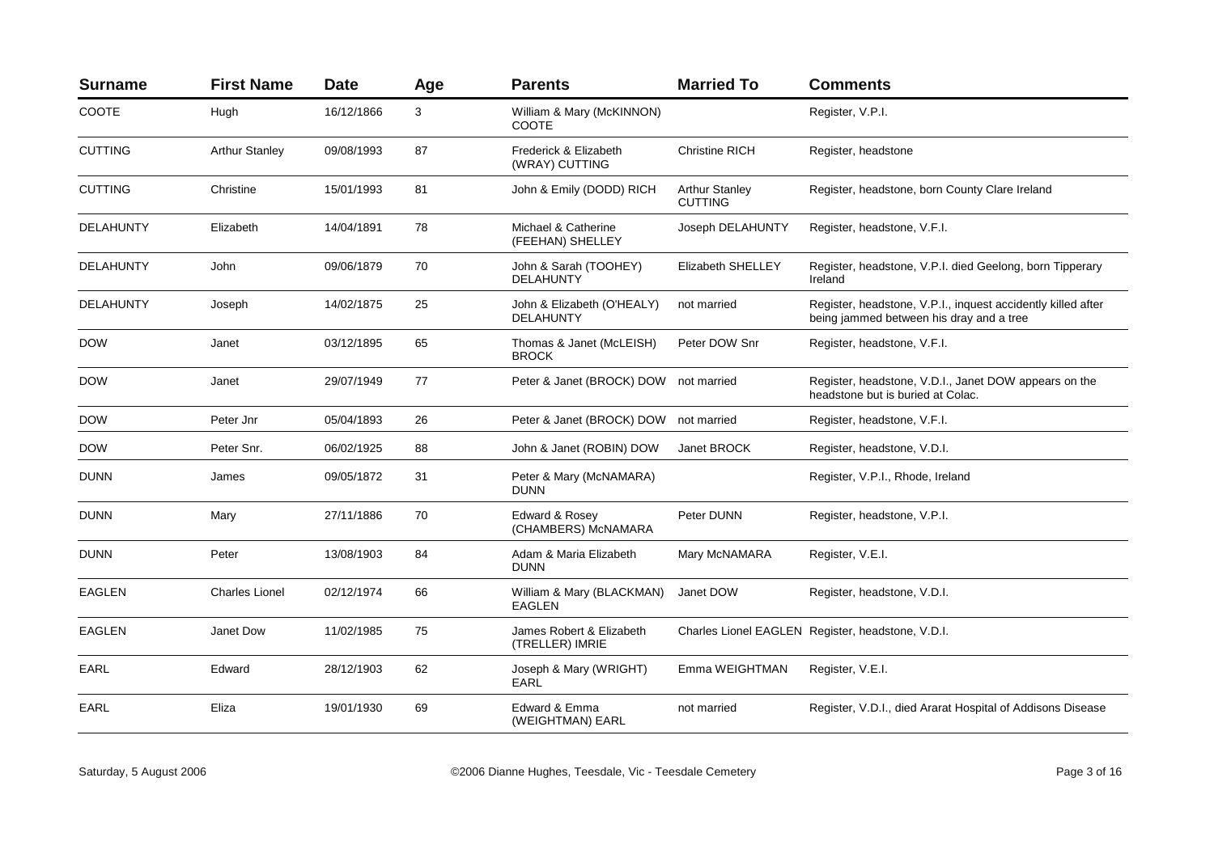| Surname | First Name | Date | Age | Parents | Married To | Comments |
|---|---|---|---|---|---|---|
| COOTE | Hugh | 16/12/1866 | 3 | William & Mary (McKINNON) COOTE | | Register, V.P.I. |
| CUTTING | Arthur Stanley | 09/08/1993 | 87 | Frederick & Elizabeth (WRAY) CUTTING | Christine RICH | Register, headstone |
| CUTTING | Christine | 15/01/1993 | 81 | John & Emily (DODD) RICH | Arthur Stanley CUTTING | Register, headstone, born County Clare Ireland |
| DELAHUNTY | Elizabeth | 14/04/1891 | 78 | Michael & Catherine (FEEHAN) SHELLEY | Joseph DELAHUNTY | Register, headstone, V.F.I. |
| DELAHUNTY | John | 09/06/1879 | 70 | John & Sarah (TOOHEY) DELAHUNTY | Elizabeth SHELLEY | Register, headstone, V.P.I. died Geelong, born Tipperary Ireland |
| DELAHUNTY | Joseph | 14/02/1875 | 25 | John & Elizabeth (O'HEALY) DELAHUNTY | not married | Register, headstone, V.P.I., inquest accidently killed after being jammed between his dray and a tree |
| DOW | Janet | 03/12/1895 | 65 | Thomas & Janet (McLEISH) BROCK | Peter DOW Snr | Register, headstone, V.F.I. |
| DOW | Janet | 29/07/1949 | 77 | Peter & Janet (BROCK) DOW | not married | Register, headstone, V.D.I., Janet DOW appears on the headstone but is buried at Colac. |
| DOW | Peter Jnr | 05/04/1893 | 26 | Peter & Janet (BROCK) DOW | not married | Register, headstone, V.F.I. |
| DOW | Peter Snr. | 06/02/1925 | 88 | John & Janet (ROBIN) DOW | Janet BROCK | Register, headstone, V.D.I. |
| DUNN | James | 09/05/1872 | 31 | Peter & Mary (McNAMARA) DUNN | | Register, V.P.I., Rhode, Ireland |
| DUNN | Mary | 27/11/1886 | 70 | Edward & Rosey (CHAMBERS) McNAMARA | Peter DUNN | Register, headstone, V.P.I. |
| DUNN | Peter | 13/08/1903 | 84 | Adam & Maria Elizabeth DUNN | Mary McNAMARA | Register, V.E.I. |
| EAGLEN | Charles Lionel | 02/12/1974 | 66 | William & Mary (BLACKMAN) EAGLEN | Janet DOW | Register, headstone, V.D.I. |
| EAGLEN | Janet Dow | 11/02/1985 | 75 | James Robert & Elizabeth (TRELLER) IMRIE | Charles Lionel EAGLEN | Register, headstone, V.D.I. |
| EARL | Edward | 28/12/1903 | 62 | Joseph & Mary (WRIGHT) EARL | Emma WEIGHTMAN | Register, V.E.I. |
| EARL | Eliza | 19/01/1930 | 69 | Edward & Emma (WEIGHTMAN) EARL | not married | Register, V.D.I., died Ararat Hospital of Addisons Disease |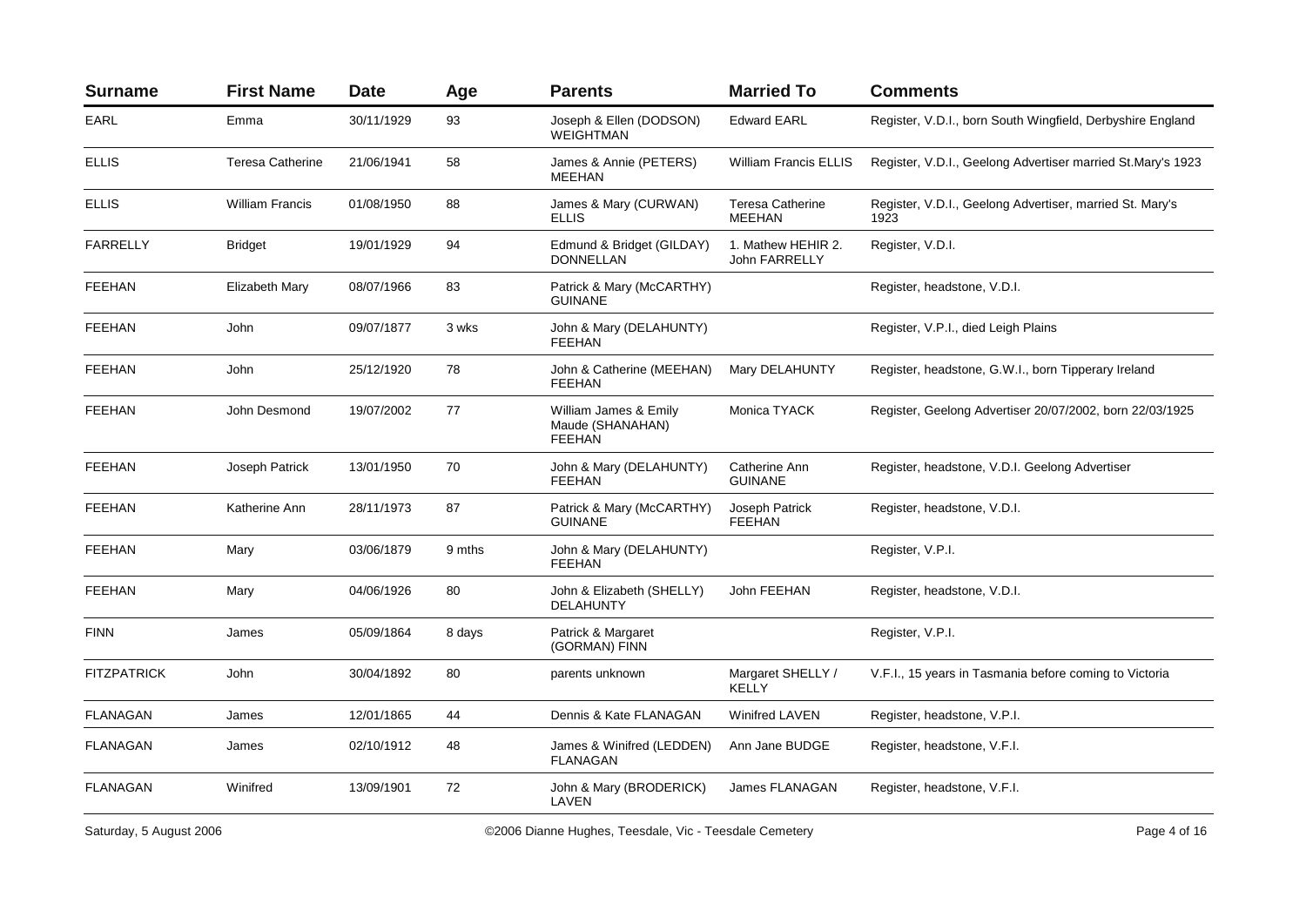| Surname | First Name | Date | Age | Parents | Married To | Comments |
|---|---|---|---|---|---|---|
| EARL | Emma | 30/11/1929 | 93 | Joseph & Ellen (DODSON) WEIGHTMAN | Edward EARL | Register, V.D.I., born South Wingfield, Derbyshire England |
| ELLIS | Teresa Catherine | 21/06/1941 | 58 | James & Annie (PETERS) MEEHAN | William Francis ELLIS | Register, V.D.I., Geelong Advertiser married St.Mary's 1923 |
| ELLIS | William Francis | 01/08/1950 | 88 | James & Mary (CURWAN) ELLIS | Teresa Catherine MEEHAN | Register, V.D.I., Geelong Advertiser, married St. Mary's 1923 |
| FARRELLY | Bridget | 19/01/1929 | 94 | Edmund & Bridget (GILDAY) DONNELLAN | 1. Mathew HEHIR 2. John FARRELLY | Register, V.D.I. |
| FEEHAN | Elizabeth Mary | 08/07/1966 | 83 | Patrick & Mary (McCARTHY) GUINANE | | Register, headstone, V.D.I. |
| FEEHAN | John | 09/07/1877 | 3 wks | John & Mary (DELAHUNTY) FEEHAN | | Register, V.P.I., died Leigh Plains |
| FEEHAN | John | 25/12/1920 | 78 | John & Catherine (MEEHAN) FEEHAN | Mary DELAHUNTY | Register, headstone, G.W.I., born Tipperary Ireland |
| FEEHAN | John Desmond | 19/07/2002 | 77 | William James & Emily Maude (SHANAHAN) FEEHAN | Monica TYACK | Register, Geelong Advertiser 20/07/2002, born 22/03/1925 |
| FEEHAN | Joseph Patrick | 13/01/1950 | 70 | John & Mary (DELAHUNTY) FEEHAN | Catherine Ann GUINANE | Register, headstone, V.D.I. Geelong Advertiser |
| FEEHAN | Katherine Ann | 28/11/1973 | 87 | Patrick & Mary (McCARTHY) GUINANE | Joseph Patrick FEEHAN | Register, headstone, V.D.I. |
| FEEHAN | Mary | 03/06/1879 | 9 mths | John & Mary (DELAHUNTY) FEEHAN | | Register, V.P.I. |
| FEEHAN | Mary | 04/06/1926 | 80 | John & Elizabeth (SHELLY) DELAHUNTY | John FEEHAN | Register, headstone, V.D.I. |
| FINN | James | 05/09/1864 | 8 days | Patrick & Margaret (GORMAN) FINN | | Register, V.P.I. |
| FITZPATRICK | John | 30/04/1892 | 80 | parents unknown | Margaret SHELLY / KELLY | V.F.I., 15 years in Tasmania before coming to Victoria |
| FLANAGAN | James | 12/01/1865 | 44 | Dennis & Kate FLANAGAN | Winifred LAVEN | Register, headstone, V.P.I. |
| FLANAGAN | James | 02/10/1912 | 48 | James & Winifred (LEDDEN) FLANAGAN | Ann Jane BUDGE | Register, headstone, V.F.I. |
| FLANAGAN | Winifred | 13/09/1901 | 72 | John & Mary (BRODERICK) LAVEN | James FLANAGAN | Register, headstone, V.F.I. |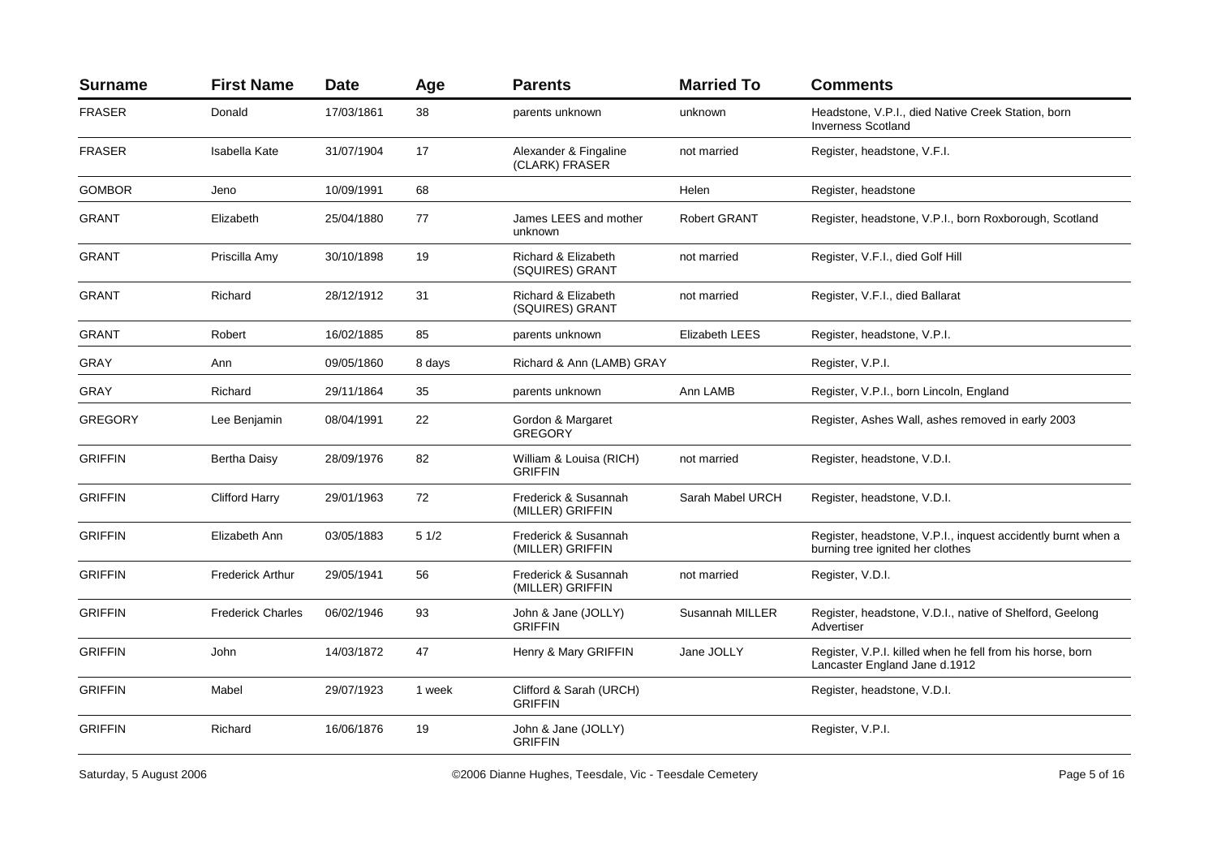| Surname | First Name | Date | Age | Parents | Married To | Comments |
|---|---|---|---|---|---|---|
| FRASER | Donald | 17/03/1861 | 38 | parents unknown | unknown | Headstone, V.P.I., died Native Creek Station, born Inverness Scotland |
| FRASER | Isabella Kate | 31/07/1904 | 17 | Alexander & Fingaline (CLARK) FRASER | not married | Register, headstone, V.F.I. |
| GOMBOR | Jeno | 10/09/1991 | 68 | | Helen | Register, headstone |
| GRANT | Elizabeth | 25/04/1880 | 77 | James LEES and mother unknown | Robert GRANT | Register, headstone, V.P.I., born Roxborough, Scotland |
| GRANT | Priscilla Amy | 30/10/1898 | 19 | Richard & Elizabeth (SQUIRES) GRANT | not married | Register, V.F.I., died Golf Hill |
| GRANT | Richard | 28/12/1912 | 31 | Richard & Elizabeth (SQUIRES) GRANT | not married | Register, V.F.I., died Ballarat |
| GRANT | Robert | 16/02/1885 | 85 | parents unknown | Elizabeth LEES | Register, headstone, V.P.I. |
| GRAY | Ann | 09/05/1860 | 8 days | Richard & Ann (LAMB) GRAY | | Register, V.P.I. |
| GRAY | Richard | 29/11/1864 | 35 | parents unknown | Ann LAMB | Register, V.P.I., born Lincoln, England |
| GREGORY | Lee Benjamin | 08/04/1991 | 22 | Gordon & Margaret GREGORY | | Register, Ashes Wall, ashes removed in early 2003 |
| GRIFFIN | Bertha Daisy | 28/09/1976 | 82 | William & Louisa (RICH) GRIFFIN | not married | Register, headstone, V.D.I. |
| GRIFFIN | Clifford Harry | 29/01/1963 | 72 | Frederick & Susannah (MILLER) GRIFFIN | Sarah Mabel URCH | Register, headstone, V.D.I. |
| GRIFFIN | Elizabeth Ann | 03/05/1883 | 5 1/2 | Frederick & Susannah (MILLER) GRIFFIN | | Register, headstone, V.P.I., inquest accidently burnt when a burning tree ignited her clothes |
| GRIFFIN | Frederick Arthur | 29/05/1941 | 56 | Frederick & Susannah (MILLER) GRIFFIN | not married | Register, V.D.I. |
| GRIFFIN | Frederick Charles | 06/02/1946 | 93 | John & Jane (JOLLY) GRIFFIN | Susannah MILLER | Register, headstone, V.D.I., native of Shelford, Geelong Advertiser |
| GRIFFIN | John | 14/03/1872 | 47 | Henry & Mary GRIFFIN | Jane JOLLY | Register, V.P.I. killed when he fell from his horse, born Lancaster England Jane d.1912 |
| GRIFFIN | Mabel | 29/07/1923 | 1 week | Clifford & Sarah (URCH) GRIFFIN | | Register, headstone, V.D.I. |
| GRIFFIN | Richard | 16/06/1876 | 19 | John & Jane (JOLLY) GRIFFIN | | Register, V.P.I. |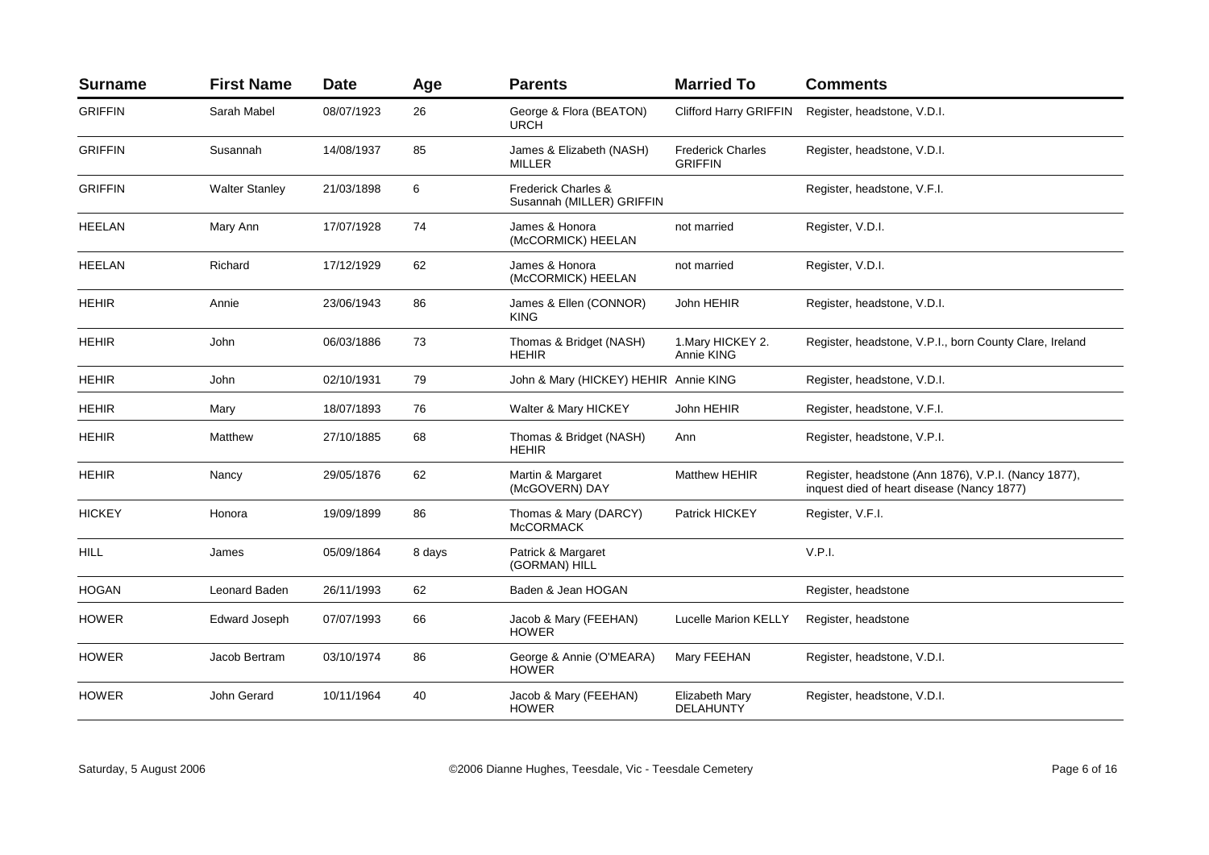| Surname | First Name | Date | Age | Parents | Married To | Comments |
|---|---|---|---|---|---|---|
| GRIFFIN | Sarah Mabel | 08/07/1923 | 26 | George & Flora (BEATON) URCH | Clifford Harry GRIFFIN | Register, headstone, V.D.I. |
| GRIFFIN | Susannah | 14/08/1937 | 85 | James & Elizabeth (NASH) MILLER | Frederick Charles GRIFFIN | Register, headstone, V.D.I. |
| GRIFFIN | Walter Stanley | 21/03/1898 | 6 | Frederick Charles & Susannah (MILLER) GRIFFIN | | Register, headstone, V.F.I. |
| HEELAN | Mary Ann | 17/07/1928 | 74 | James & Honora (McCORMICK) HEELAN | not married | Register, V.D.I. |
| HEELAN | Richard | 17/12/1929 | 62 | James & Honora (McCORMICK) HEELAN | not married | Register, V.D.I. |
| HEHIR | Annie | 23/06/1943 | 86 | James & Ellen (CONNOR) KING | John HEHIR | Register, headstone, V.D.I. |
| HEHIR | John | 06/03/1886 | 73 | Thomas & Bridget (NASH) HEHIR | 1.Mary HICKEY 2. Annie KING | Register, headstone, V.P.I., born County Clare, Ireland |
| HEHIR | John | 02/10/1931 | 79 | John & Mary (HICKEY) HEHIR | Annie KING | Register, headstone, V.D.I. |
| HEHIR | Mary | 18/07/1893 | 76 | Walter & Mary HICKEY | John HEHIR | Register, headstone, V.F.I. |
| HEHIR | Matthew | 27/10/1885 | 68 | Thomas & Bridget (NASH) HEHIR | Ann | Register, headstone, V.P.I. |
| HEHIR | Nancy | 29/05/1876 | 62 | Martin & Margaret (McGOVERN) DAY | Matthew HEHIR | Register, headstone (Ann 1876), V.P.I. (Nancy 1877), inquest died of heart disease (Nancy 1877) |
| HICKEY | Honora | 19/09/1899 | 86 | Thomas & Mary (DARCY) McCORMACK | Patrick HICKEY | Register, V.F.I. |
| HILL | James | 05/09/1864 | 8 days | Patrick & Margaret (GORMAN) HILL | | V.P.I. |
| HOGAN | Leonard Baden | 26/11/1993 | 62 | Baden & Jean HOGAN | | Register, headstone |
| HOWER | Edward Joseph | 07/07/1993 | 66 | Jacob & Mary (FEEHAN) HOWER | Lucelle Marion KELLY | Register, headstone |
| HOWER | Jacob Bertram | 03/10/1974 | 86 | George & Annie (O'MEARA) HOWER | Mary FEEHAN | Register, headstone, V.D.I. |
| HOWER | John Gerard | 10/11/1964 | 40 | Jacob & Mary (FEEHAN) HOWER | Elizabeth Mary DELAHUNTY | Register, headstone, V.D.I. |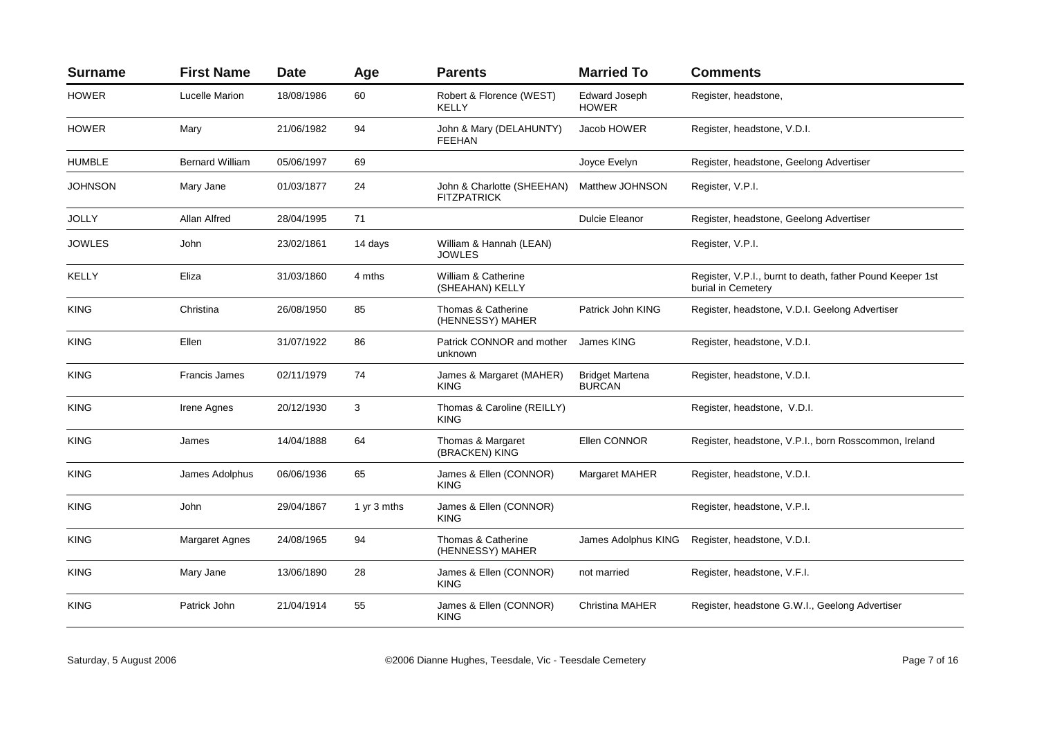| Surname | First Name | Date | Age | Parents | Married To | Comments |
|---|---|---|---|---|---|---|
| HOWER | Lucelle Marion | 18/08/1986 | 60 | Robert & Florence (WEST) KELLY | Edward Joseph HOWER | Register, headstone, |
| HOWER | Mary | 21/06/1982 | 94 | John & Mary (DELAHUNTY) FEEHAN | Jacob HOWER | Register, headstone, V.D.I. |
| HUMBLE | Bernard William | 05/06/1997 | 69 | | Joyce Evelyn | Register, headstone, Geelong Advertiser |
| JOHNSON | Mary Jane | 01/03/1877 | 24 | John & Charlotte (SHEEHAN) FITZPATRICK | Matthew JOHNSON | Register, V.P.I. |
| JOLLY | Allan Alfred | 28/04/1995 | 71 | | Dulcie Eleanor | Register, headstone, Geelong Advertiser |
| JOWLES | John | 23/02/1861 | 14 days | William & Hannah (LEAN) JOWLES | | Register, V.P.I. |
| KELLY | Eliza | 31/03/1860 | 4 mths | William & Catherine (SHEAHAN) KELLY | | Register, V.P.I., burnt to death, father Pound Keeper 1st burial in Cemetery |
| KING | Christina | 26/08/1950 | 85 | Thomas & Catherine (HENNESSY) MAHER | Patrick John KING | Register, headstone, V.D.I. Geelong Advertiser |
| KING | Ellen | 31/07/1922 | 86 | Patrick CONNOR and mother unknown | James KING | Register, headstone, V.D.I. |
| KING | Francis James | 02/11/1979 | 74 | James & Margaret (MAHER) KING | Bridget Martena BURCAN | Register, headstone, V.D.I. |
| KING | Irene Agnes | 20/12/1930 | 3 | Thomas & Caroline (REILLY) KING | | Register, headstone, V.D.I. |
| KING | James | 14/04/1888 | 64 | Thomas & Margaret (BRACKEN) KING | Ellen CONNOR | Register, headstone, V.P.I., born Rosscommon, Ireland |
| KING | James Adolphus | 06/06/1936 | 65 | James & Ellen (CONNOR) KING | Margaret MAHER | Register, headstone, V.D.I. |
| KING | John | 29/04/1867 | 1 yr 3 mths | James & Ellen (CONNOR) KING | | Register, headstone, V.P.I. |
| KING | Margaret Agnes | 24/08/1965 | 94 | Thomas & Catherine (HENNESSY) MAHER | James Adolphus KING | Register, headstone, V.D.I. |
| KING | Mary Jane | 13/06/1890 | 28 | James & Ellen (CONNOR) KING | not married | Register, headstone, V.F.I. |
| KING | Patrick John | 21/04/1914 | 55 | James & Ellen (CONNOR) KING | Christina MAHER | Register, headstone G.W.I., Geelong Advertiser |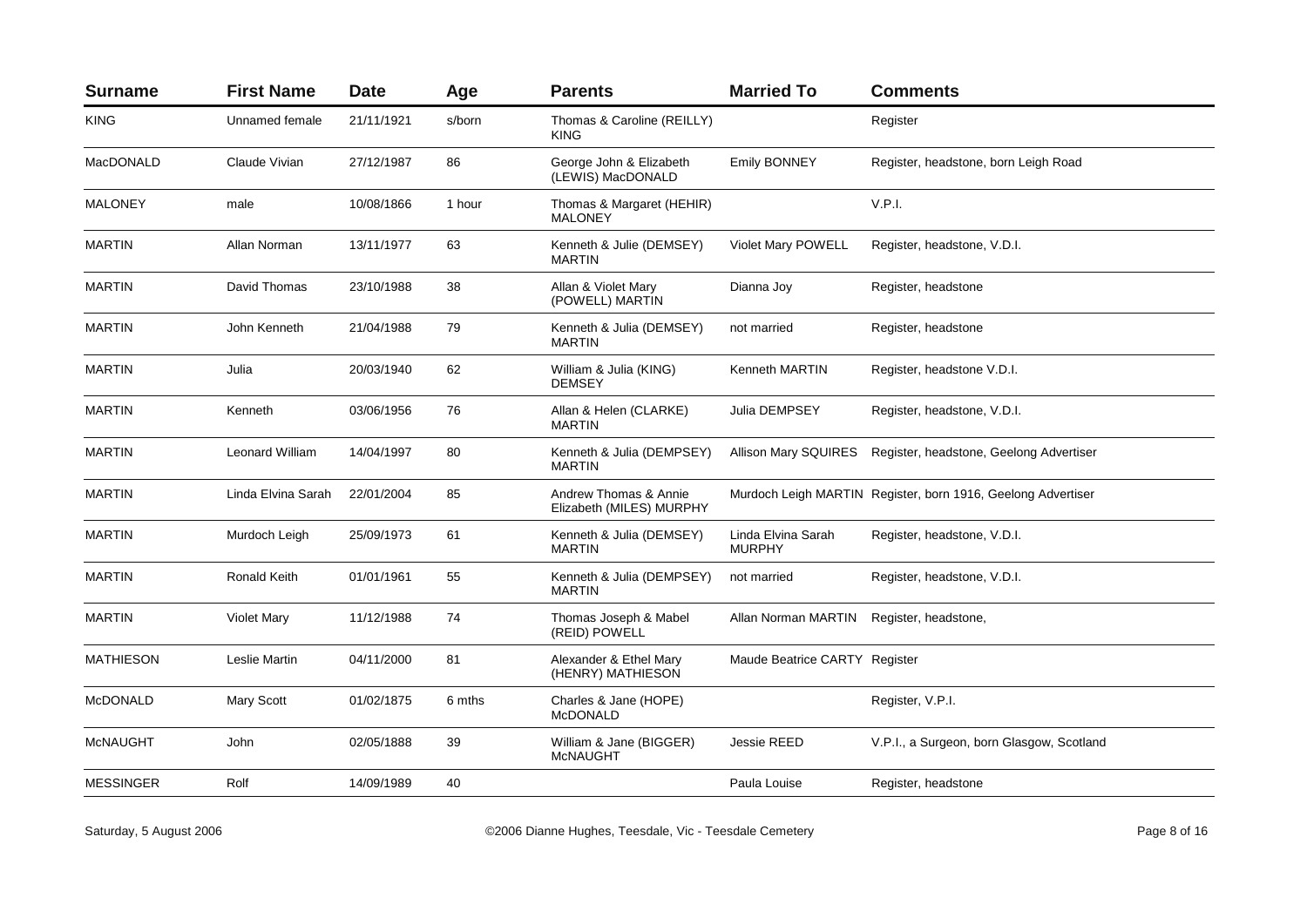| Surname | First Name | Date | Age | Parents | Married To | Comments |
|---|---|---|---|---|---|---|
| KING | Unnamed female | 21/11/1921 | s/born | Thomas & Caroline (REILLY) KING | | Register |
| MacDONALD | Claude Vivian | 27/12/1987 | 86 | George John & Elizabeth (LEWIS) MacDONALD | Emily BONNEY | Register, headstone, born Leigh Road |
| MALONEY | male | 10/08/1866 | 1 hour | Thomas & Margaret (HEHIR) MALONEY | | V.P.I. |
| MARTIN | Allan Norman | 13/11/1977 | 63 | Kenneth & Julie (DEMSEY) MARTIN | Violet Mary POWELL | Register, headstone, V.D.I. |
| MARTIN | David Thomas | 23/10/1988 | 38 | Allan & Violet Mary (POWELL) MARTIN | Dianna Joy | Register, headstone |
| MARTIN | John Kenneth | 21/04/1988 | 79 | Kenneth & Julia (DEMSEY) MARTIN | not married | Register, headstone |
| MARTIN | Julia | 20/03/1940 | 62 | William & Julia (KING) DEMSEY | Kenneth MARTIN | Register, headstone V.D.I. |
| MARTIN | Kenneth | 03/06/1956 | 76 | Allan & Helen (CLARKE) MARTIN | Julia DEMPSEY | Register, headstone, V.D.I. |
| MARTIN | Leonard William | 14/04/1997 | 80 | Kenneth & Julia (DEMPSEY) MARTIN | Allison Mary SQUIRES | Register, headstone, Geelong Advertiser |
| MARTIN | Linda Elvina Sarah | 22/01/2004 | 85 | Andrew Thomas & Annie Elizabeth (MILES) MURPHY | Murdoch Leigh MARTIN | Register, born 1916, Geelong Advertiser |
| MARTIN | Murdoch Leigh | 25/09/1973 | 61 | Kenneth & Julia (DEMSEY) MARTIN | Linda Elvina Sarah MURPHY | Register, headstone, V.D.I. |
| MARTIN | Ronald Keith | 01/01/1961 | 55 | Kenneth & Julia (DEMPSEY) MARTIN | not married | Register, headstone, V.D.I. |
| MARTIN | Violet Mary | 11/12/1988 | 74 | Thomas Joseph & Mabel (REID) POWELL | Allan Norman MARTIN | Register, headstone, |
| MATHIESON | Leslie Martin | 04/11/2000 | 81 | Alexander & Ethel Mary (HENRY) MATHIESON | Maude Beatrice CARTY | Register |
| McDONALD | Mary Scott | 01/02/1875 | 6 mths | Charles & Jane (HOPE) McDONALD | | Register, V.P.I. |
| McNAUGHT | John | 02/05/1888 | 39 | William & Jane (BIGGER) McNAUGHT | Jessie REED | V.P.I., a Surgeon, born Glasgow, Scotland |
| MESSINGER | Rolf | 14/09/1989 | 40 | | Paula Louise | Register, headstone |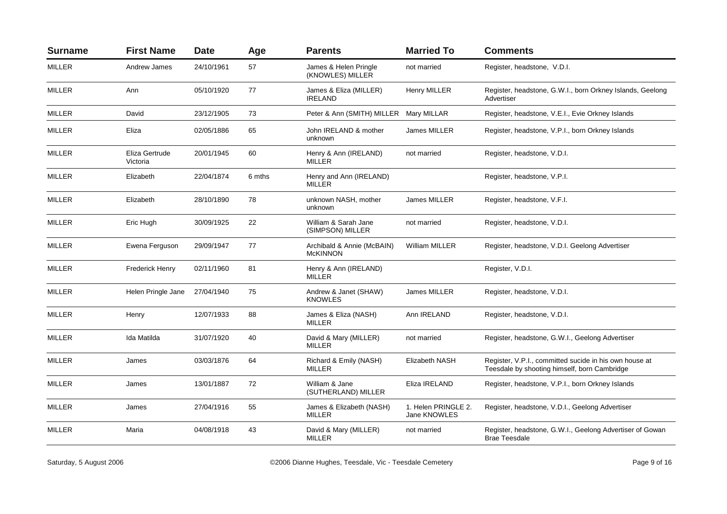| Surname | First Name | Date | Age | Parents | Married To | Comments |
| --- | --- | --- | --- | --- | --- | --- |
| MILLER | Andrew James | 24/10/1961 | 57 | James & Helen Pringle (KNOWLES) MILLER | not married | Register, headstone, V.D.I. |
| MILLER | Ann | 05/10/1920 | 77 | James & Eliza (MILLER) IRELAND | Henry MILLER | Register, headstone, G.W.I., born Orkney Islands, Geelong Advertiser |
| MILLER | David | 23/12/1905 | 73 | Peter & Ann (SMITH) MILLER | Mary MILLAR | Register, headstone, V.E.I., Evie Orkney Islands |
| MILLER | Eliza | 02/05/1886 | 65 | John IRELAND & mother unknown | James MILLER | Register, headstone, V.P.I., born Orkney Islands |
| MILLER | Eliza Gertrude Victoria | 20/01/1945 | 60 | Henry & Ann (IRELAND) MILLER | not married | Register, headstone, V.D.I. |
| MILLER | Elizabeth | 22/04/1874 | 6 mths | Henry and Ann (IRELAND) MILLER | | Register, headstone, V.P.I. |
| MILLER | Elizabeth | 28/10/1890 | 78 | unknown NASH, mother unknown | James MILLER | Register, headstone, V.F.I. |
| MILLER | Eric Hugh | 30/09/1925 | 22 | William & Sarah Jane (SIMPSON) MILLER | not married | Register, headstone, V.D.I. |
| MILLER | Ewena Ferguson | 29/09/1947 | 77 | Archibald & Annie (McBAIN) McKINNON | William MILLER | Register, headstone, V.D.I. Geelong Advertiser |
| MILLER | Frederick Henry | 02/11/1960 | 81 | Henry & Ann (IRELAND) MILLER | | Register, V.D.I. |
| MILLER | Helen Pringle Jane | 27/04/1940 | 75 | Andrew & Janet (SHAW) KNOWLES | James MILLER | Register, headstone, V.D.I. |
| MILLER | Henry | 12/07/1933 | 88 | James & Eliza (NASH) MILLER | Ann IRELAND | Register, headstone, V.D.I. |
| MILLER | Ida Matilda | 31/07/1920 | 40 | David & Mary (MILLER) MILLER | not married | Register, headstone, G.W.I., Geelong Advertiser |
| MILLER | James | 03/03/1876 | 64 | Richard & Emily (NASH) MILLER | Elizabeth NASH | Register, V.P.I., committed sucide in his own house at Teesdale by shooting himself, born Cambridge |
| MILLER | James | 13/01/1887 | 72 | William & Jane (SUTHERLAND) MILLER | Eliza IRELAND | Register, headstone, V.P.I., born Orkney Islands |
| MILLER | James | 27/04/1916 | 55 | James & Elizabeth (NASH) MILLER | 1. Helen PRINGLE 2. Jane KNOWLES | Register, headstone, V.D.I., Geelong Advertiser |
| MILLER | Maria | 04/08/1918 | 43 | David & Mary (MILLER) MILLER | not married | Register, headstone, G.W.I., Geelong Advertiser of Gowan Brae Teesdale |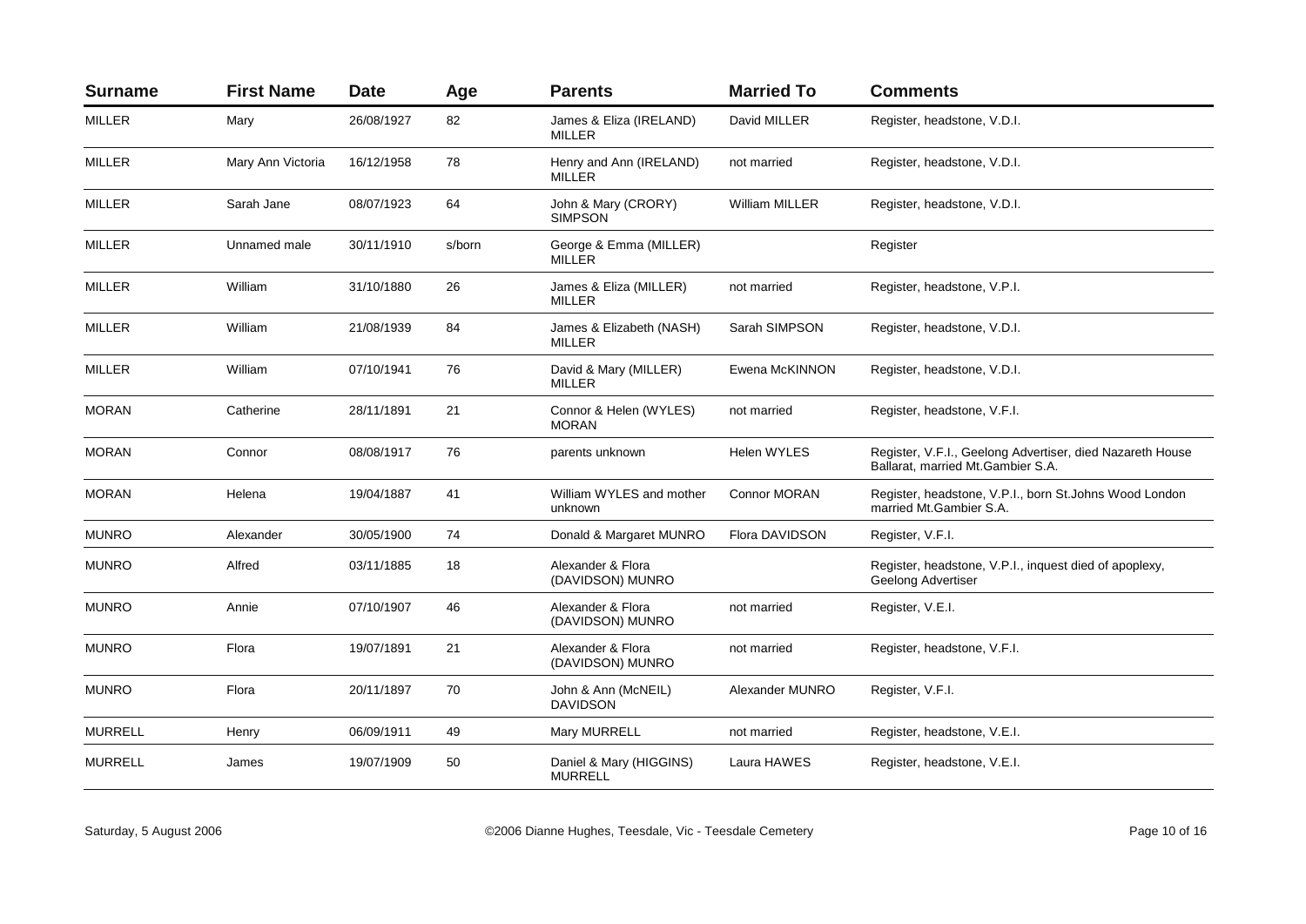| Surname | First Name | Date | Age | Parents | Married To | Comments |
|---|---|---|---|---|---|---|
| MILLER | Mary | 26/08/1927 | 82 | James & Eliza (IRELAND) MILLER | David MILLER | Register, headstone, V.D.I. |
| MILLER | Mary Ann Victoria | 16/12/1958 | 78 | Henry and Ann (IRELAND) MILLER | not married | Register, headstone, V.D.I. |
| MILLER | Sarah Jane | 08/07/1923 | 64 | John & Mary (CRORY) SIMPSON | William MILLER | Register, headstone, V.D.I. |
| MILLER | Unnamed male | 30/11/1910 | s/born | George & Emma (MILLER) MILLER | | Register |
| MILLER | William | 31/10/1880 | 26 | James & Eliza (MILLER) MILLER | not married | Register, headstone, V.P.I. |
| MILLER | William | 21/08/1939 | 84 | James & Elizabeth (NASH) MILLER | Sarah SIMPSON | Register, headstone, V.D.I. |
| MILLER | William | 07/10/1941 | 76 | David & Mary (MILLER) MILLER | Ewena McKINNON | Register, headstone, V.D.I. |
| MORAN | Catherine | 28/11/1891 | 21 | Connor & Helen (WYLES) MORAN | not married | Register, headstone, V.F.I. |
| MORAN | Connor | 08/08/1917 | 76 | parents unknown | Helen WYLES | Register, V.F.I., Geelong Advertiser, died Nazareth House Ballarat, married Mt.Gambier S.A. |
| MORAN | Helena | 19/04/1887 | 41 | William WYLES and mother unknown | Connor MORAN | Register, headstone, V.P.I., born St.Johns Wood London married Mt.Gambier S.A. |
| MUNRO | Alexander | 30/05/1900 | 74 | Donald & Margaret MUNRO | Flora DAVIDSON | Register, V.F.I. |
| MUNRO | Alfred | 03/11/1885 | 18 | Alexander & Flora (DAVIDSON) MUNRO | | Register, headstone, V.P.I., inquest died of apoplexy, Geelong Advertiser |
| MUNRO | Annie | 07/10/1907 | 46 | Alexander & Flora (DAVIDSON) MUNRO | not married | Register, V.E.I. |
| MUNRO | Flora | 19/07/1891 | 21 | Alexander & Flora (DAVIDSON) MUNRO | not married | Register, headstone, V.F.I. |
| MUNRO | Flora | 20/11/1897 | 70 | John & Ann (McNEIL) DAVIDSON | Alexander MUNRO | Register, V.F.I. |
| MURRELL | Henry | 06/09/1911 | 49 | Mary MURRELL | not married | Register, headstone, V.E.I. |
| MURRELL | James | 19/07/1909 | 50 | Daniel & Mary (HIGGINS) MURRELL | Laura HAWES | Register, headstone, V.E.I. |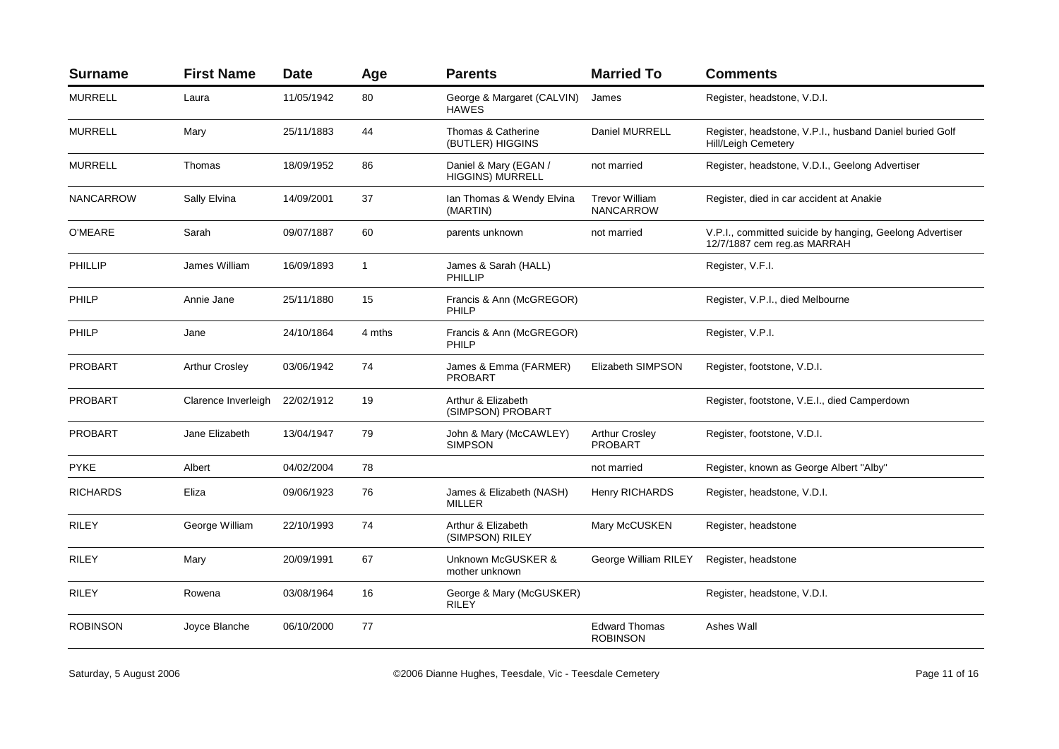| Surname | First Name | Date | Age | Parents | Married To | Comments |
|---|---|---|---|---|---|---|
| MURRELL | Laura | 11/05/1942 | 80 | George & Margaret (CALVIN) HAWES | James | Register, headstone, V.D.I. |
| MURRELL | Mary | 25/11/1883 | 44 | Thomas & Catherine (BUTLER) HIGGINS | Daniel MURRELL | Register, headstone, V.P.I., husband Daniel buried Golf Hill/Leigh Cemetery |
| MURRELL | Thomas | 18/09/1952 | 86 | Daniel & Mary (EGAN / HIGGINS) MURRELL | not married | Register, headstone, V.D.I., Geelong Advertiser |
| NANCARROW | Sally Elvina | 14/09/2001 | 37 | Ian Thomas & Wendy Elvina (MARTIN) | Trevor William NANCARROW | Register, died in car accident at Anakie |
| O'MEARE | Sarah | 09/07/1887 | 60 | parents unknown | not married | V.P.I., committed suicide by hanging, Geelong Advertiser 12/7/1887 cem reg.as MARRAH |
| PHILLIP | James William | 16/09/1893 | 1 | James & Sarah (HALL) PHILLIP | | Register, V.F.I. |
| PHILP | Annie Jane | 25/11/1880 | 15 | Francis & Ann (McGREGOR) PHILP | | Register, V.P.I., died Melbourne |
| PHILP | Jane | 24/10/1864 | 4 mths | Francis & Ann (McGREGOR) PHILP | | Register, V.P.I. |
| PROBART | Arthur Crosley | 03/06/1942 | 74 | James & Emma (FARMER) PROBART | Elizabeth SIMPSON | Register, footstone, V.D.I. |
| PROBART | Clarence Inverleigh | 22/02/1912 | 19 | Arthur & Elizabeth (SIMPSON) PROBART | | Register, footstone, V.E.I., died Camperdown |
| PROBART | Jane Elizabeth | 13/04/1947 | 79 | John & Mary (McCAWLEY) SIMPSON | Arthur Crosley PROBART | Register, footstone, V.D.I. |
| PYKE | Albert | 04/02/2004 | 78 | | not married | Register, known as George Albert "Alby" |
| RICHARDS | Eliza | 09/06/1923 | 76 | James & Elizabeth (NASH) MILLER | Henry RICHARDS | Register, headstone, V.D.I. |
| RILEY | George William | 22/10/1993 | 74 | Arthur & Elizabeth (SIMPSON) RILEY | Mary McCUSKEN | Register, headstone |
| RILEY | Mary | 20/09/1991 | 67 | Unknown McGUSKER & mother unknown | George William RILEY | Register, headstone |
| RILEY | Rowena | 03/08/1964 | 16 | George & Mary (McGUSKER) RILEY | | Register, headstone, V.D.I. |
| ROBINSON | Joyce Blanche | 06/10/2000 | 77 | | Edward Thomas ROBINSON | Ashes Wall |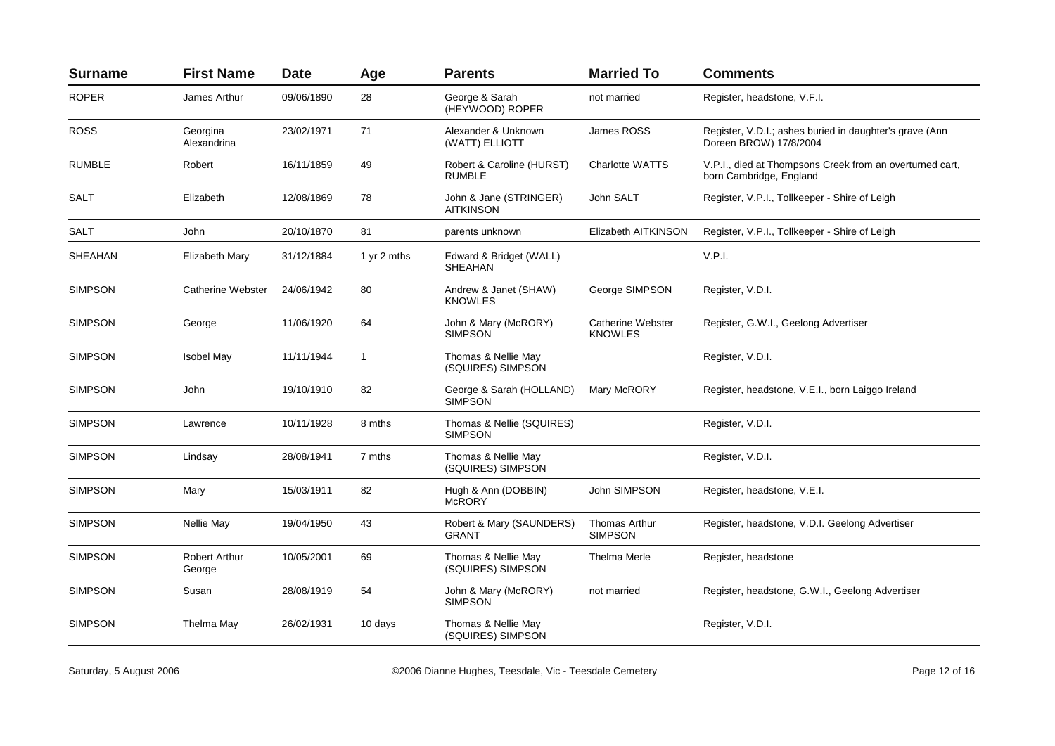| Surname | First Name | Date | Age | Parents | Married To | Comments |
|---|---|---|---|---|---|---|
| ROPER | James Arthur | 09/06/1890 | 28 | George & Sarah (HEYWOOD) ROPER | not married | Register, headstone, V.F.I. |
| ROSS | Georgina Alexandrina | 23/02/1971 | 71 | Alexander & Unknown (WATT) ELLIOTT | James ROSS | Register, V.D.I.; ashes buried in daughter's grave (Ann Doreen BROW) 17/8/2004 |
| RUMBLE | Robert | 16/11/1859 | 49 | Robert & Caroline (HURST) RUMBLE | Charlotte WATTS | V.P.I., died at Thompsons Creek from an overturned cart, born Cambridge, England |
| SALT | Elizabeth | 12/08/1869 | 78 | John & Jane (STRINGER) AITKINSON | John SALT | Register, V.P.I., Tollkeeper - Shire of Leigh |
| SALT | John | 20/10/1870 | 81 | parents unknown | Elizabeth AITKINSON | Register, V.P.I., Tollkeeper - Shire of Leigh |
| SHEAHAN | Elizabeth Mary | 31/12/1884 | 1 yr 2 mths | Edward & Bridget (WALL) SHEAHAN | | V.P.I. |
| SIMPSON | Catherine Webster | 24/06/1942 | 80 | Andrew & Janet (SHAW) KNOWLES | George SIMPSON | Register, V.D.I. |
| SIMPSON | George | 11/06/1920 | 64 | John & Mary (McRORY) SIMPSON | Catherine Webster KNOWLES | Register, G.W.I., Geelong Advertiser |
| SIMPSON | Isobel May | 11/11/1944 | 1 | Thomas & Nellie May (SQUIRES) SIMPSON | | Register, V.D.I. |
| SIMPSON | John | 19/10/1910 | 82 | George & Sarah (HOLLAND) SIMPSON | Mary McRORY | Register, headstone, V.E.I., born Laiggo Ireland |
| SIMPSON | Lawrence | 10/11/1928 | 8 mths | Thomas & Nellie (SQUIRES) SIMPSON | | Register, V.D.I. |
| SIMPSON | Lindsay | 28/08/1941 | 7 mths | Thomas & Nellie May (SQUIRES) SIMPSON | | Register, V.D.I. |
| SIMPSON | Mary | 15/03/1911 | 82 | Hugh & Ann (DOBBIN) McRORY | John SIMPSON | Register, headstone, V.E.I. |
| SIMPSON | Nellie May | 19/04/1950 | 43 | Robert & Mary (SAUNDERS) GRANT | Thomas Arthur SIMPSON | Register, headstone, V.D.I. Geelong Advertiser |
| SIMPSON | Robert Arthur George | 10/05/2001 | 69 | Thomas & Nellie May (SQUIRES) SIMPSON | Thelma Merle | Register, headstone |
| SIMPSON | Susan | 28/08/1919 | 54 | John & Mary (McRORY) SIMPSON | not married | Register, headstone, G.W.I., Geelong Advertiser |
| SIMPSON | Thelma May | 26/02/1931 | 10 days | Thomas & Nellie May (SQUIRES) SIMPSON | | Register, V.D.I. |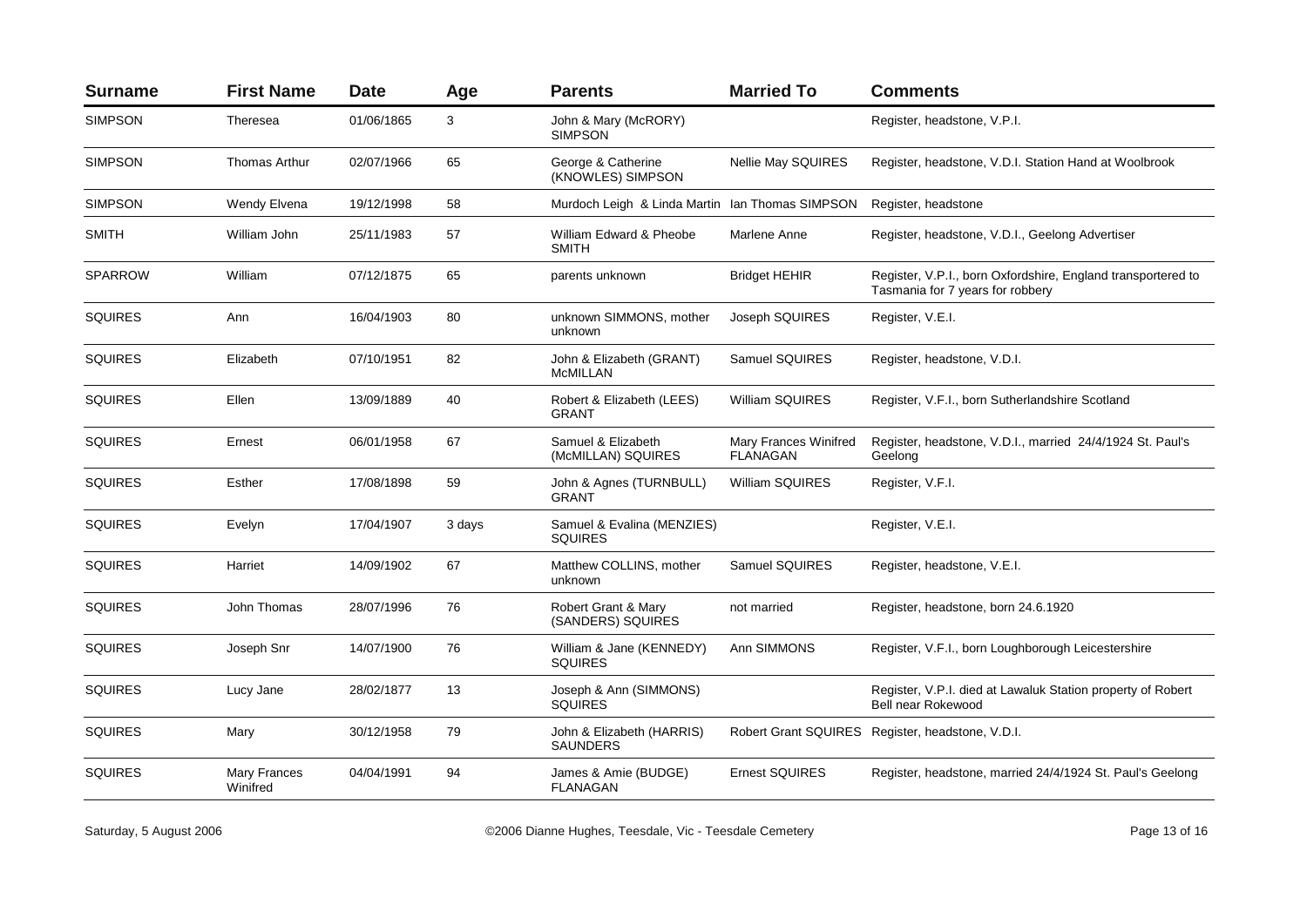| Surname | First Name | Date | Age | Parents | Married To | Comments |
|---|---|---|---|---|---|---|
| SIMPSON | Theresea | 01/06/1865 | 3 | John & Mary (McRORY) SIMPSON | | Register, headstone, V.P.I. |
| SIMPSON | Thomas Arthur | 02/07/1966 | 65 | George & Catherine (KNOWLES) SIMPSON | Nellie May SQUIRES | Register, headstone, V.D.I. Station Hand at Woolbrook |
| SIMPSON | Wendy Elvena | 19/12/1998 | 58 | Murdoch Leigh & Linda Martin | Ian Thomas SIMPSON | Register, headstone |
| SMITH | William John | 25/11/1983 | 57 | William Edward & Pheobe SMITH | Marlene Anne | Register, headstone, V.D.I., Geelong Advertiser |
| SPARROW | William | 07/12/1875 | 65 | parents unknown | Bridget HEHIR | Register, V.P.I., born Oxfordshire, England transportered to Tasmania for 7 years for robbery |
| SQUIRES | Ann | 16/04/1903 | 80 | unknown SIMMONS, mother unknown | Joseph SQUIRES | Register, V.E.I. |
| SQUIRES | Elizabeth | 07/10/1951 | 82 | John & Elizabeth (GRANT) McMILLAN | Samuel SQUIRES | Register, headstone, V.D.I. |
| SQUIRES | Ellen | 13/09/1889 | 40 | Robert & Elizabeth (LEES) GRANT | William SQUIRES | Register, V.F.I., born Sutherlandshire Scotland |
| SQUIRES | Ernest | 06/01/1958 | 67 | Samuel & Elizabeth (McMILLAN) SQUIRES | Mary Frances Winifred FLANAGAN | Register, headstone, V.D.I., married 24/4/1924 St. Paul's Geelong |
| SQUIRES | Esther | 17/08/1898 | 59 | John & Agnes (TURNBULL) GRANT | William SQUIRES | Register, V.F.I. |
| SQUIRES | Evelyn | 17/04/1907 | 3 days | Samuel & Evalina (MENZIES) SQUIRES | | Register, V.E.I. |
| SQUIRES | Harriet | 14/09/1902 | 67 | Matthew COLLINS, mother unknown | Samuel SQUIRES | Register, headstone, V.E.I. |
| SQUIRES | John Thomas | 28/07/1996 | 76 | Robert Grant & Mary (SANDERS) SQUIRES | not married | Register, headstone, born 24.6.1920 |
| SQUIRES | Joseph Snr | 14/07/1900 | 76 | William & Jane (KENNEDY) SQUIRES | Ann SIMMONS | Register, V.F.I., born Loughborough Leicestershire |
| SQUIRES | Lucy Jane | 28/02/1877 | 13 | Joseph & Ann (SIMMONS) SQUIRES | | Register, V.P.I. died at Lawaluk Station property of Robert Bell near Rokewood |
| SQUIRES | Mary | 30/12/1958 | 79 | John & Elizabeth (HARRIS) SAUNDERS | Robert Grant SQUIRES | Register, headstone, V.D.I. |
| SQUIRES | Mary Frances Winifred | 04/04/1991 | 94 | James & Amie (BUDGE) FLANAGAN | Ernest SQUIRES | Register, headstone, married 24/4/1924 St. Paul's Geelong |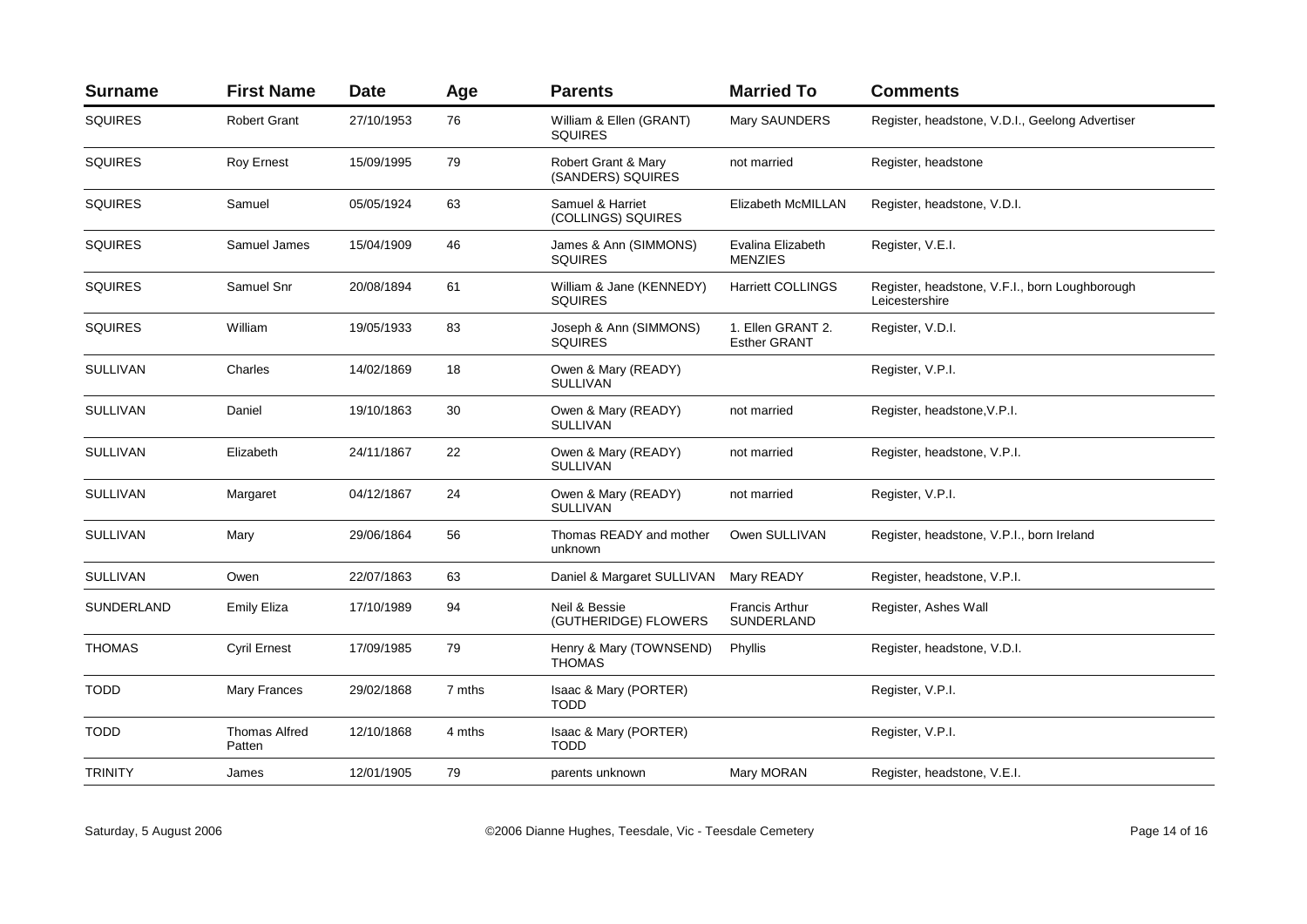| Surname | First Name | Date | Age | Parents | Married To | Comments |
|---|---|---|---|---|---|---|
| SQUIRES | Robert Grant | 27/10/1953 | 76 | William & Ellen (GRANT) SQUIRES | Mary SAUNDERS | Register, headstone, V.D.I., Geelong Advertiser |
| SQUIRES | Roy Ernest | 15/09/1995 | 79 | Robert Grant & Mary (SANDERS) SQUIRES | not married | Register, headstone |
| SQUIRES | Samuel | 05/05/1924 | 63 | Samuel & Harriet (COLLINGS) SQUIRES | Elizabeth McMILLAN | Register, headstone, V.D.I. |
| SQUIRES | Samuel James | 15/04/1909 | 46 | James & Ann (SIMMONS) SQUIRES | Evalina Elizabeth MENZIES | Register, V.E.I. |
| SQUIRES | Samuel Snr | 20/08/1894 | 61 | William & Jane (KENNEDY) SQUIRES | Harriett COLLINGS | Register, headstone, V.F.I., born Loughborough Leicestershire |
| SQUIRES | William | 19/05/1933 | 83 | Joseph & Ann (SIMMONS) SQUIRES | 1. Ellen GRANT 2. Esther GRANT | Register, V.D.I. |
| SULLIVAN | Charles | 14/02/1869 | 18 | Owen & Mary (READY) SULLIVAN | | Register, V.P.I. |
| SULLIVAN | Daniel | 19/10/1863 | 30 | Owen & Mary (READY) SULLIVAN | not married | Register, headstone,V.P.I. |
| SULLIVAN | Elizabeth | 24/11/1867 | 22 | Owen & Mary (READY) SULLIVAN | not married | Register, headstone, V.P.I. |
| SULLIVAN | Margaret | 04/12/1867 | 24 | Owen & Mary (READY) SULLIVAN | not married | Register, V.P.I. |
| SULLIVAN | Mary | 29/06/1864 | 56 | Thomas READY and mother unknown | Owen SULLIVAN | Register, headstone, V.P.I., born Ireland |
| SULLIVAN | Owen | 22/07/1863 | 63 | Daniel & Margaret SULLIVAN | Mary READY | Register, headstone, V.P.I. |
| SUNDERLAND | Emily Eliza | 17/10/1989 | 94 | Neil & Bessie (GUTHERIDGE) FLOWERS | Francis Arthur SUNDERLAND | Register, Ashes Wall |
| THOMAS | Cyril Ernest | 17/09/1985 | 79 | Henry & Mary (TOWNSEND) THOMAS | Phyllis | Register, headstone, V.D.I. |
| TODD | Mary Frances | 29/02/1868 | 7 mths | Isaac & Mary (PORTER) TODD | | Register, V.P.I. |
| TODD | Thomas Alfred Patten | 12/10/1868 | 4 mths | Isaac & Mary (PORTER) TODD | | Register, V.P.I. |
| TRINITY | James | 12/01/1905 | 79 | parents unknown | Mary MORAN | Register, headstone, V.E.I. |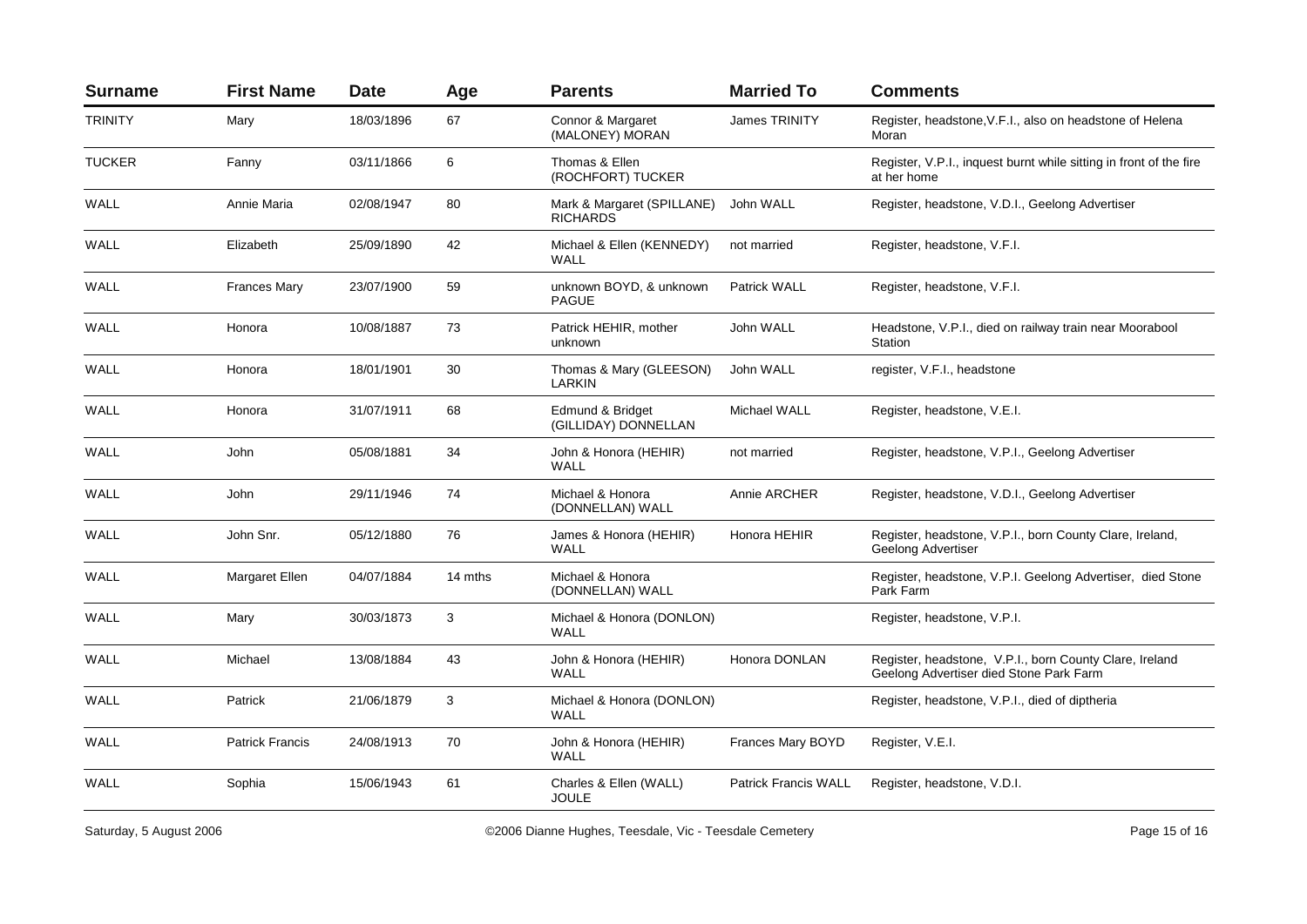| Surname | First Name | Date | Age | Parents | Married To | Comments |
|---|---|---|---|---|---|---|
| TRINITY | Mary | 18/03/1896 | 67 | Connor & Margaret (MALONEY) MORAN | James TRINITY | Register, headstone,V.F.I., also on headstone of Helena Moran |
| TUCKER | Fanny | 03/11/1866 | 6 | Thomas & Ellen (ROCHFORT) TUCKER | | Register, V.P.I., inquest burnt while sitting in front of the fire at her home |
| WALL | Annie Maria | 02/08/1947 | 80 | Mark & Margaret (SPILLANE) RICHARDS | John WALL | Register, headstone, V.D.I., Geelong Advertiser |
| WALL | Elizabeth | 25/09/1890 | 42 | Michael & Ellen (KENNEDY) WALL | not married | Register, headstone, V.F.I. |
| WALL | Frances Mary | 23/07/1900 | 59 | unknown BOYD, & unknown PAGUE | Patrick WALL | Register, headstone, V.F.I. |
| WALL | Honora | 10/08/1887 | 73 | Patrick HEHIR, mother unknown | John WALL | Headstone, V.P.I., died on railway train near Moorabool Station |
| WALL | Honora | 18/01/1901 | 30 | Thomas & Mary (GLEESON) LARKIN | John WALL | register, V.F.I., headstone |
| WALL | Honora | 31/07/1911 | 68 | Edmund & Bridget (GILLIDAY) DONNELLAN | Michael WALL | Register, headstone, V.E.I. |
| WALL | John | 05/08/1881 | 34 | John & Honora (HEHIR) WALL | not married | Register, headstone, V.P.I., Geelong Advertiser |
| WALL | John | 29/11/1946 | 74 | Michael & Honora (DONNELLAN) WALL | Annie ARCHER | Register, headstone, V.D.I., Geelong Advertiser |
| WALL | John Snr. | 05/12/1880 | 76 | James & Honora (HEHIR) WALL | Honora HEHIR | Register, headstone, V.P.I., born County Clare, Ireland, Geelong Advertiser |
| WALL | Margaret Ellen | 04/07/1884 | 14 mths | Michael & Honora (DONNELLAN) WALL | | Register, headstone, V.P.I. Geelong Advertiser, died Stone Park Farm |
| WALL | Mary | 30/03/1873 | 3 | Michael & Honora (DONLON) WALL | | Register, headstone, V.P.I. |
| WALL | Michael | 13/08/1884 | 43 | John & Honora (HEHIR) WALL | Honora DONLAN | Register, headstone, V.P.I., born County Clare, Ireland Geelong Advertiser died Stone Park Farm |
| WALL | Patrick | 21/06/1879 | 3 | Michael & Honora (DONLON) WALL | | Register, headstone, V.P.I., died of diptheria |
| WALL | Patrick Francis | 24/08/1913 | 70 | John & Honora (HEHIR) WALL | Frances Mary BOYD | Register, V.E.I. |
| WALL | Sophia | 15/06/1943 | 61 | Charles & Ellen (WALL) JOULE | Patrick Francis WALL | Register, headstone, V.D.I. |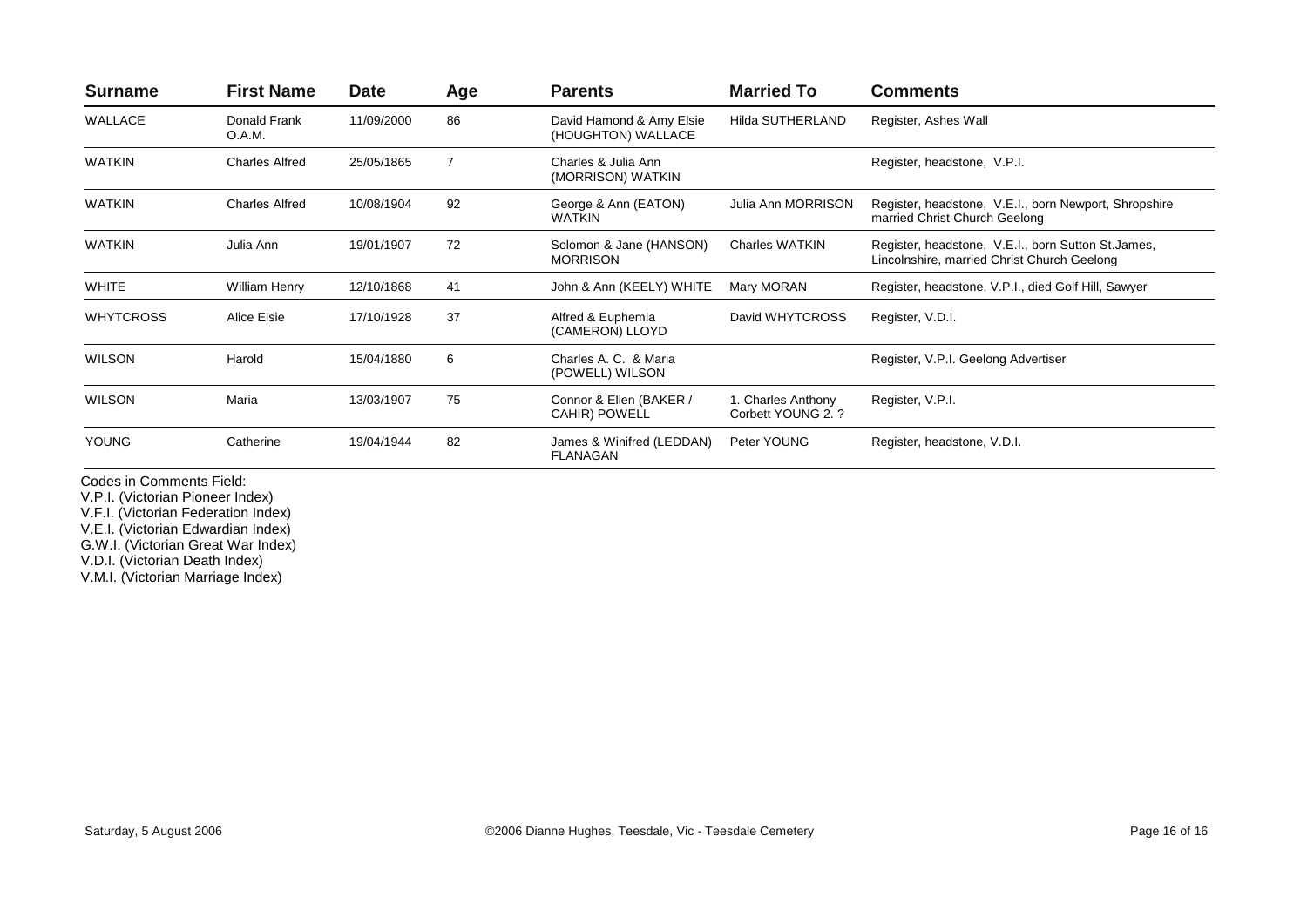| Surname | First Name | Date | Age | Parents | Married To | Comments |
|---|---|---|---|---|---|---|
| WALLACE | Donald Frank O.A.M. | 11/09/2000 | 86 | David Hamond & Amy Elsie (HOUGHTON) WALLACE | Hilda SUTHERLAND | Register, Ashes Wall |
| WATKIN | Charles Alfred | 25/05/1865 | 7 | Charles & Julia Ann (MORRISON) WATKIN | | Register, headstone, V.P.I. |
| WATKIN | Charles Alfred | 10/08/1904 | 92 | George & Ann (EATON) WATKIN | Julia Ann MORRISON | Register, headstone, V.E.I., born Newport, Shropshire married Christ Church Geelong |
| WATKIN | Julia Ann | 19/01/1907 | 72 | Solomon & Jane (HANSON) MORRISON | Charles WATKIN | Register, headstone, V.E.I., born Sutton St.James, Lincolnshire, married Christ Church Geelong |
| WHITE | William Henry | 12/10/1868 | 41 | John & Ann (KEELY) WHITE | Mary MORAN | Register, headstone, V.P.I., died Golf Hill, Sawyer |
| WHYTCROSS | Alice Elsie | 17/10/1928 | 37 | Alfred & Euphemia (CAMERON) LLOYD | David WHYTCROSS | Register, V.D.I. |
| WILSON | Harold | 15/04/1880 | 6 | Charles A. C. & Maria (POWELL) WILSON | | Register, V.P.I. Geelong Advertiser |
| WILSON | Maria | 13/03/1907 | 75 | Connor & Ellen (BAKER / CAHIR) POWELL | 1. Charles Anthony Corbett YOUNG 2. ? | Register, V.P.I. |
| YOUNG | Catherine | 19/04/1944 | 82 | James & Winifred (LEDDAN) FLANAGAN | Peter YOUNG | Register, headstone, V.D.I. |

Codes in Comments Field:
V.P.I. (Victorian Pioneer Index)
V.F.I. (Victorian Federation Index)
V.E.I. (Victorian Edwardian Index)
G.W.I. (Victorian Great War Index)
V.D.I. (Victorian Death Index)
V.M.I. (Victorian Marriage Index)